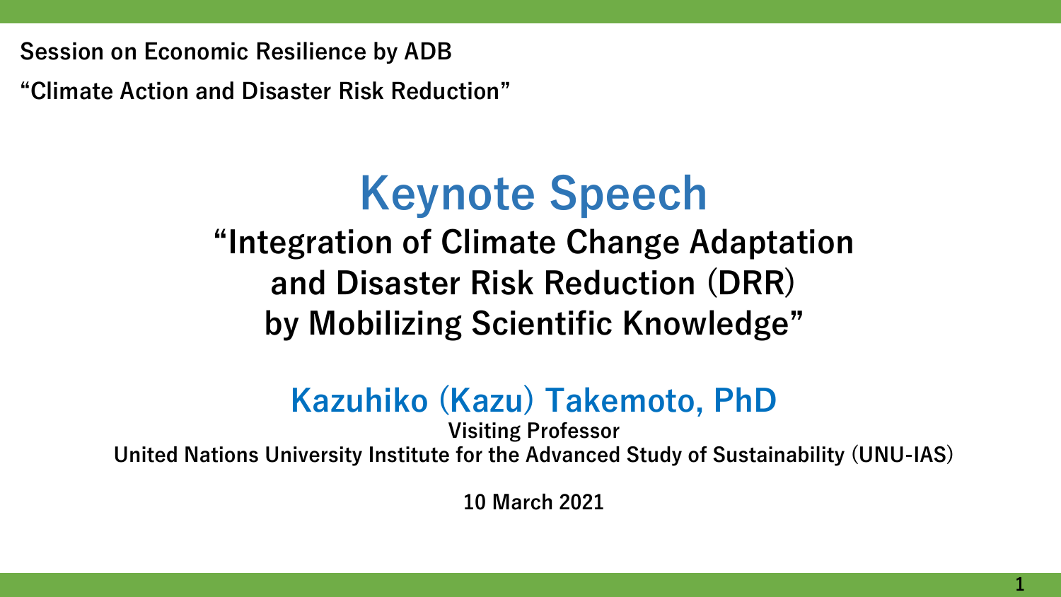**Session on Economic Resilience by ADB**

**“Climate Action and Disaster Risk Reduction”**

# Keynote Speech

## “Integration of Climate Change Adaptation and Disaster Risk Reduction (DRR) by Mobilizing Scientific Knowledge”

### Kazuhiko (Kazu) Takemoto, PhD

**Visiting Professor**

**United Nations University Institute for the Advanced Study of Sustainability (UNU-IAS)**

**10 March 2021**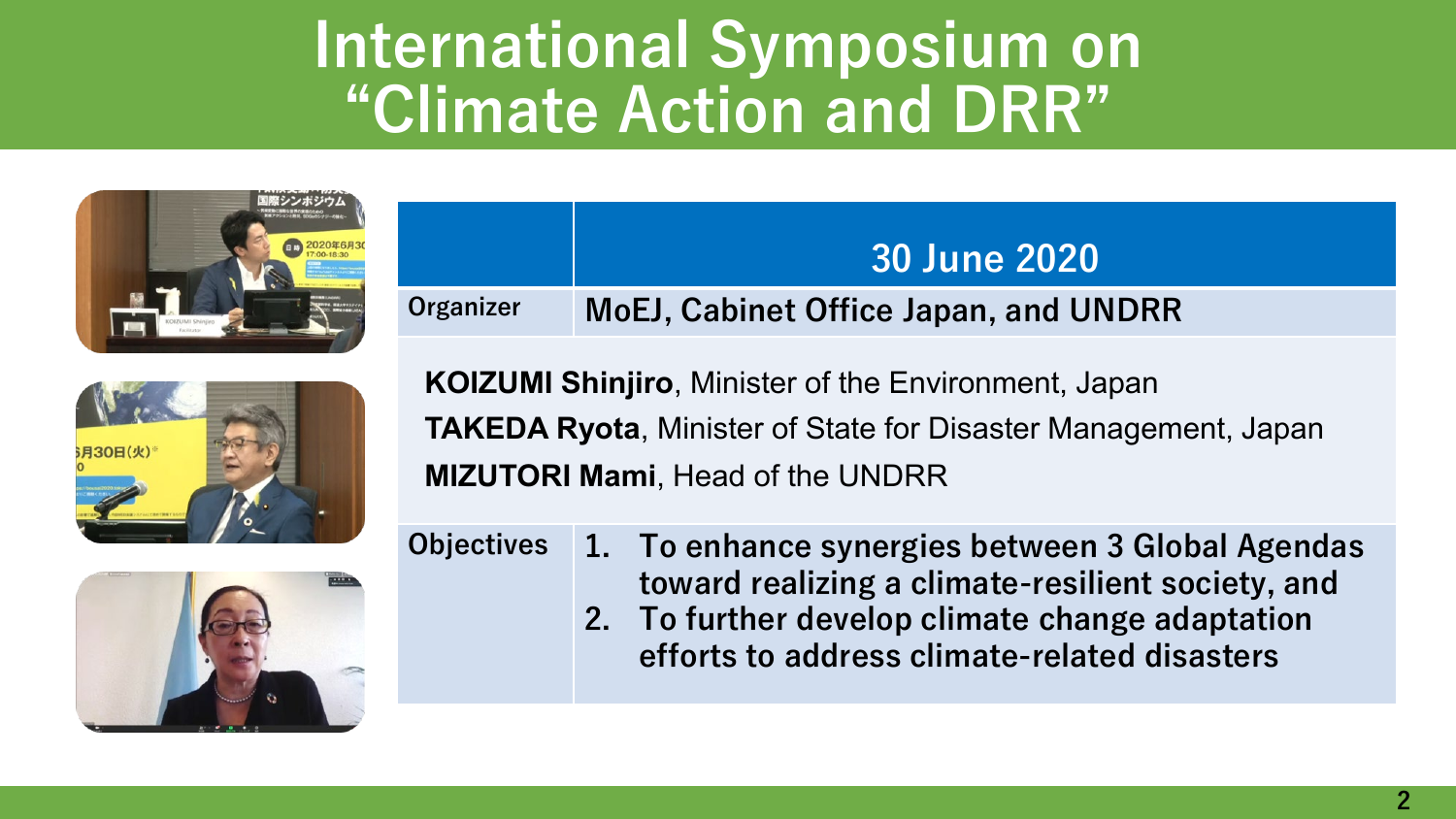# International Symposium on "Climate Action and DRR"

| | 30 June 2020 |
|---|---|
| Organizer | MoEJ, Cabinet Office Japan, and UNDRR |

**KOIZUMI Shinjiro**, Minister of the Environment, Japan

**TAKEDA Ryota**, Minister of State for Disaster Management, Japan

**MIZUTORI Mami**, Head of the UNDRR

**Objectives**

1. To enhance synergies between 3 Global Agendas toward realizing a climate-resilient society, and
2. To further develop climate change adaptation efforts to address climate-related disasters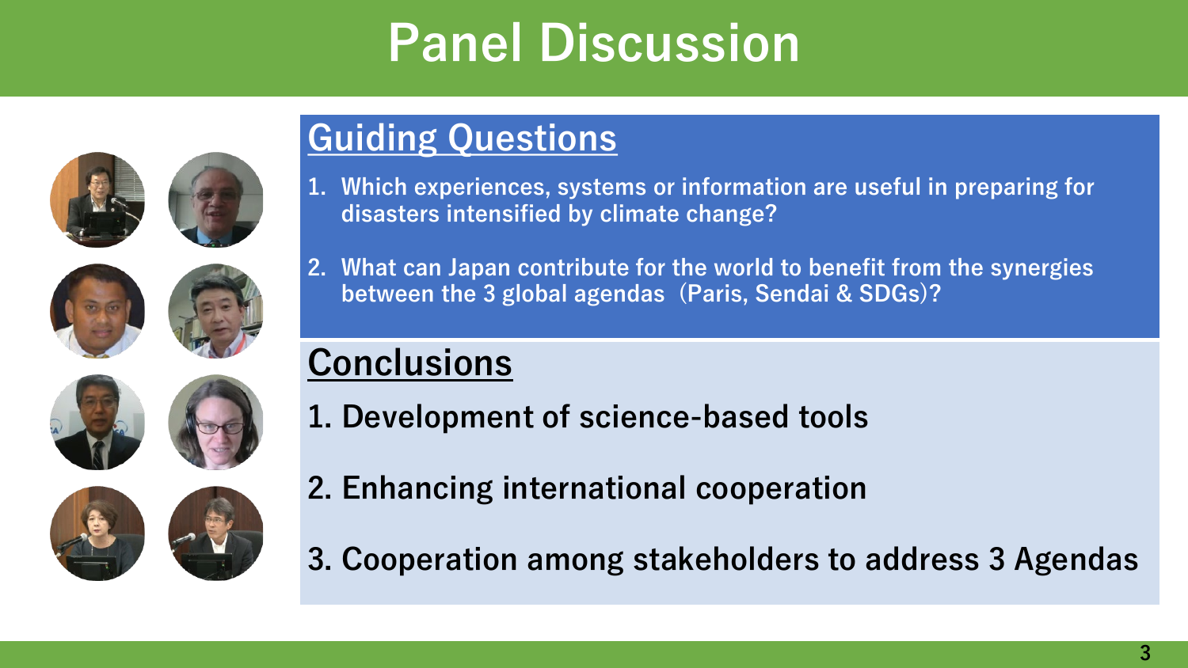# Panel Discussion

## Guiding Questions

1. Which experiences, systems or information are useful in preparing for disasters intensified by climate change?
2. What can Japan contribute for the world to benefit from the synergies between the 3 global agendas（Paris, Sendai & SDGs)?

## Conclusions

1. Development of science-based tools
2. Enhancing international cooperation
3. Cooperation among stakeholders to address 3 Agendas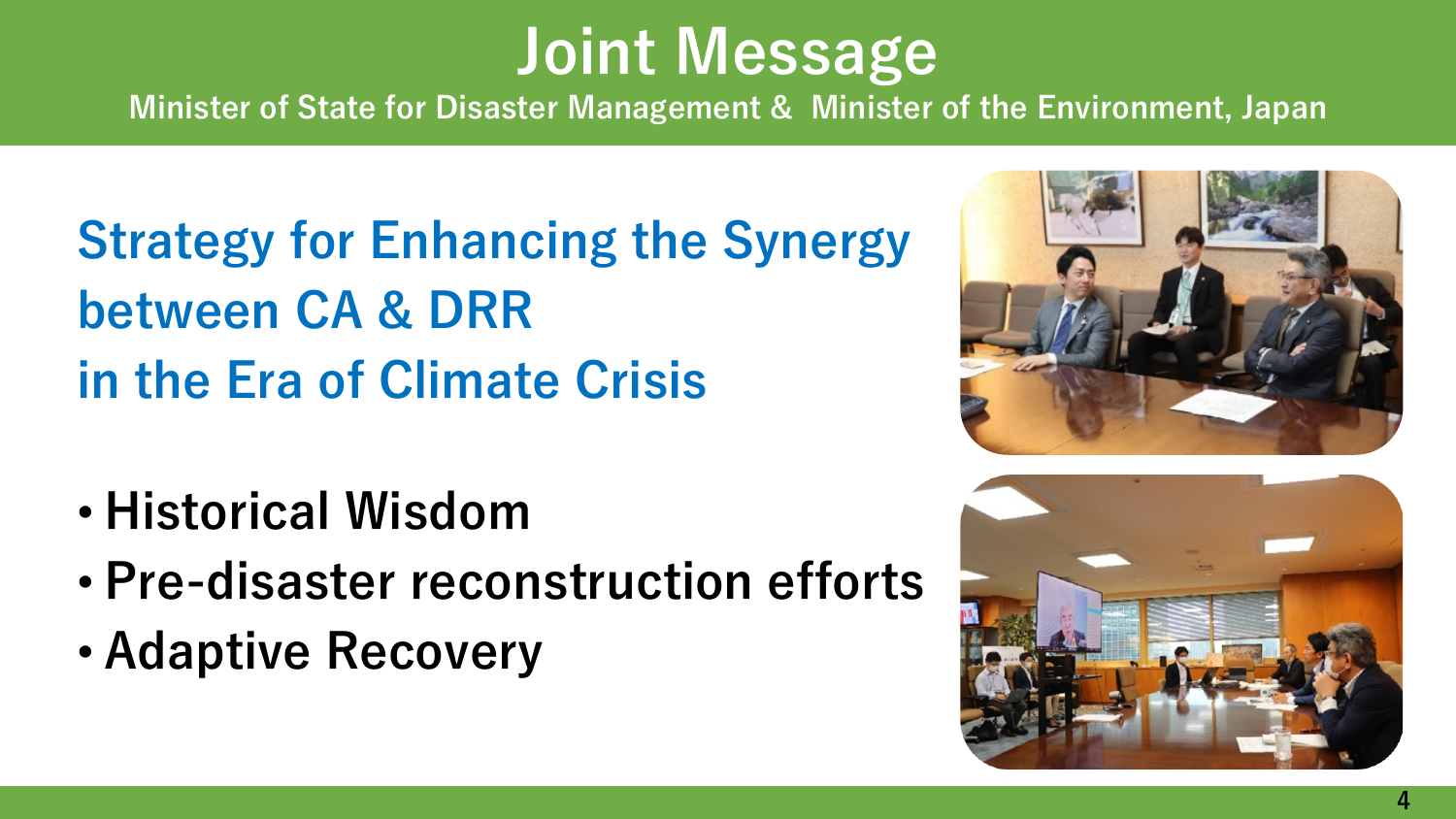# Joint Message

**Minister of State for Disaster Management & Minister of the Environment, Japan**

## Strategy for Enhancing the Synergy between CA & DRR in the Era of Climate Crisis

- **Historical Wisdom**
- **Pre-disaster reconstruction efforts**
- **Adaptive Recovery**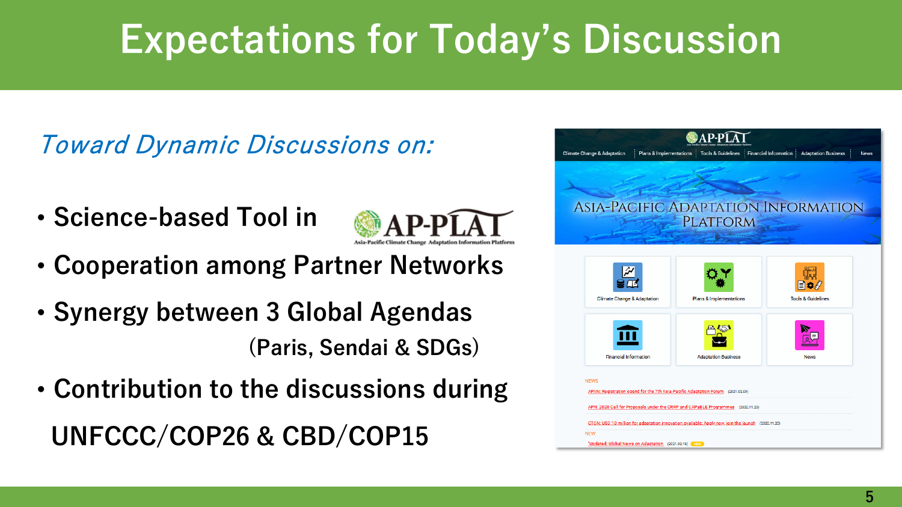# Expectations for Today's Discussion

*Toward Dynamic Discussions on:*

- **Science-based Tool in AP-PLAT**
- **Cooperation among Partner Networks**
- **Synergy between 3 Global Agendas (Paris, Sendai & SDGs)**
- **Contribution to the discussions during UNFCCC/COP26 & CBD/COP15**